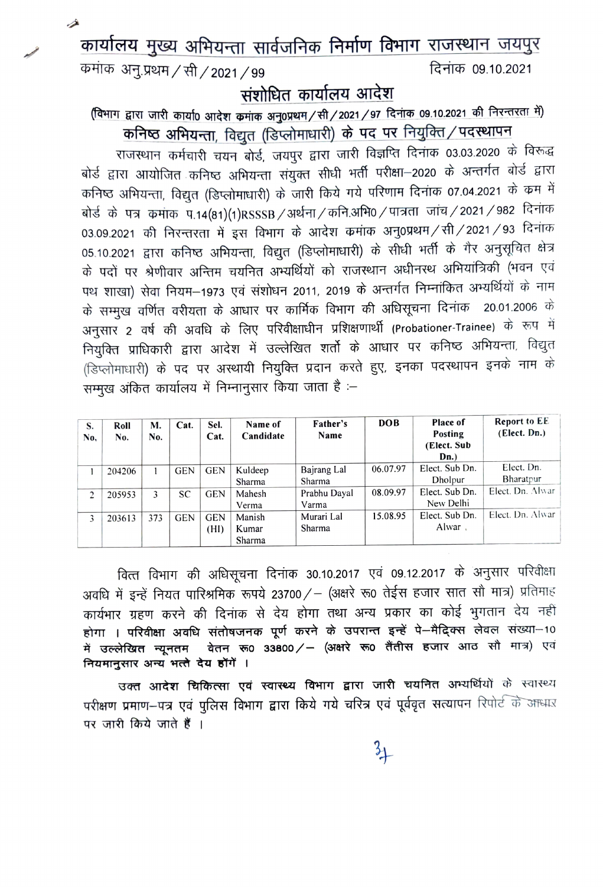# कार्यालय मुख्य अभियन्ता सार्वजनिक निर्माण विभाग राजस्थान जयपुर

क्रमांक अनु.प्रथम / सी / 2021 / 99 दिनांक 09.10.2021

## संशोधित कार्यालय आदेश

**(विभाग द्वारा जारी कार्या0 आदेश क्रमांक अनु0प्रथम / सी / 2021 / 97 दिनांक 09.10.2021 की निरन्तरता में)**

**कनिष्ठ अभियन्ता, विद्युत (डिप्लोमाधारी) के पद पर नियुक्ति / पदस्थापन**

राजस्थान कर्मचारी चयन बोर्ड, जयपुर द्वारा जारी विज्ञप्ति दिनांक 03.03.2020 के विरूद्ध बोर्ड द्वारा आयोजित कनिष्ठ अभियन्ता संयुक्त सीधी भर्ती परीक्षा–2020 के अन्तर्गत बोर्ड द्वारा कनिष्ठ अभियन्ता, विद्युत (डिप्लोमाधारी) के जारी किये गये परिणाम दिनांक 07.04.2021 के कम में बोर्ड के पत्र क्रमांक प.14(81)(1)RSSSB / अर्थना / कनि.अभि0 / पात्रता जांच / 2021 / 982 दिनांक 03.09.2021 की निरन्तरता में इस विभाग के आदेश क्रमांक अनु0प्रथम / सी / 2021 / 93 दिनांक 05.10.2021 द्वारा कनिष्ठ अभियन्ता, विद्युत (डिप्लोमाधारी) के सीधी भर्ती के गैर अनुसूचित क्षेत्र के पदों पर श्रेणीवार अन्तिम चयनित अभ्यर्थियों को राजस्थान अधीनस्थ अभियांत्रिकी (भवन एवं पथ शाखा) सेवा नियम–1973 एवं संशोधन 2011, 2019 के अन्तर्गत निम्नांकित अभ्यर्थियों के नाम के सम्मुख वर्णित वरीयता के आधार पर कार्मिक विभाग की अधिसूचना दिनांक 20.01.2006 के अनुसार 2 वर्ष की अवधि के लिए परिवीक्षाधीन प्रशिक्षणार्थी (Probationer-Trainee) के रूप में नियुक्ति प्राधिकारी द्वारा आदेश में उल्लेखित शर्तो के आधार पर कनिष्ठ अभियन्ता, विद्युत (डिप्लोमाधारी) के पद पर अस्थायी नियुक्ति प्रदान करते हुए, इनका पदस्थापन इनके नाम के सम्मुख अंकित कार्यालय में निम्नानुसार किया जाता है :–

| S. No. | Roll No. | M. No. | Cat. | Sel. Cat. | Name of Candidate | Father's Name | DOB | Place of Posting (Elect. Sub Dn.) | Report to EE (Elect. Dn.) |
|---|---|---|---|---|---|---|---|---|---|
| 1 | 204206 | 1 | GEN | GEN | Kuldeep Sharma | Bajrang Lal Sharma | 06.07.97 | Elect. Sub Dn. Dholpur | Elect. Dn. Bharatpur |
| 2 | 205953 | 3 | SC | GEN | Mahesh Verma | Prabhu Dayal Varma | 08.09.97 | Elect. Sub Dn. New Delhi | Elect. Dn. Alwar |
| 3 | 203613 | 373 | GEN | GEN (HI) | Manish Kumar Sharma | Murari Lal Sharma | 15.08.95 | Elect. Sub Dn. Alwar | Elect. Dn. Alwar |

वित्त विभाग की अधिसूचना दिनांक 30.10.2017 एवं 09.12.2017 के अनुसार परिवीक्षा अवधि में इन्हें नियत पारिश्रमिक रूपये 23700 / – (अक्षरे रू0 तेईस हजार सात सौ मात्र) प्रतिमाह कार्यभार ग्रहण करने की दिनांक से देय होगा तथा अन्य प्रकार का कोई भुगतान देय नही होगा । **परिवीक्षा अवधि संतोषजनक पूर्ण करने के उपरान्त इन्हें पे–मैट्रिक्स लेवल संख्या–10 में उल्लेखित न्यूनतम वेतन रू0 33800 / – (अक्षरे रू0 तैंतीस हजार आठ सौ मात्र) एवं नियमानुसार अन्य भत्ते देय होंगें ।**

**उक्त आदेश चिकित्सा एवं स्वास्थ्य विभाग द्वारा जारी चयनित अभ्यर्थियों** के स्वास्थ्य परीक्षण प्रमाण–पत्र एवं पुलिस विभाग द्वारा किये गये चरित्र एवं पूर्ववृत सत्यापन रिपोर्ट के आधार पर जारी किये जाते हैं ।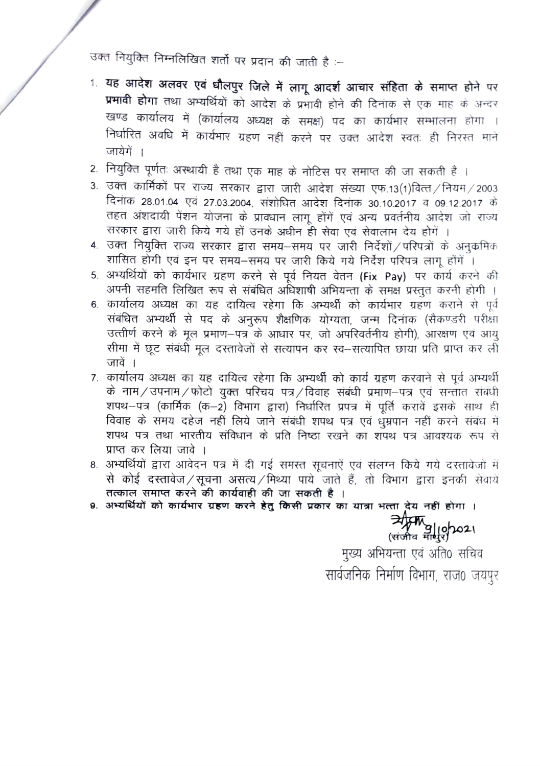उक्त नियुक्ति निम्नलिखित शर्तो पर प्रदान की जाती है :-

1. **यह आदेश अलवर एवं धौलपुर जिले में लागू आदर्श आचार संहिता के समाप्त होने पर प्रभावी होगा** तथा अभ्यर्थियों को आदेश के प्रभावी होने की दिनांक से एक माह के अन्दर खण्ड कार्यालय में (कार्यालय अध्यक्ष के समक्ष) पद का कार्यभार सम्भालना होगा । निर्धारित अवधि में कार्यभार ग्रहण नहीं करने पर उक्त आदेश स्वतः ही निरस्त माने जायेगें ।
2. नियुक्ति पूर्णतः अस्थायी है तथा एक माह के नोटिस पर समाप्त की जा सकती है ।
3. उक्त कार्मिकों पर राज्य सरकार द्वारा जारी आदेश संख्या एफ.13(1)वित्त/नियम/2003 दिनांक 28.01.04 एवं 27.03.2004, संशोधित आदेश दिनांक 30.10.2017 व 09.12.2017 के तहत अंशदायी पेंशन योजना के प्रावधान लागू होंगें एवं अन्य प्रवर्तनीय आदेश जो राज्य सरकार द्वारा जारी किये गये हों उनके अधीन ही सेवा एवं सेवालाभ देय होगें ।
4. उक्त नियुक्ति राज्य सरकार द्वारा समय-समय पर जारी निर्देशों/परिपत्रों के अनुक्रमिक शासित होगी एवं इन पर समय-समय पर जारी किये गये निर्देश परिपत्र लागू होंगें ।
5. अभ्यर्थियों को कार्यभार ग्रहण करने से पूर्व नियत वेतन (**Fix Pay**) पर कार्य करने की अपनी सहमति लिखित रूप से संबंधित अधिशाषी अभियन्ता के समक्ष प्रस्तुत करनी होगी ।
6. कार्यालय अध्यक्ष का यह दायित्व रहेगा कि अभ्यर्थी को कार्यभार ग्रहण कराने से पूर्व संबंधित अभ्यर्थी से पद के अनुरूप शैक्षणिक योग्यता, जन्म दिनांक (सैकण्डरी परीक्षा उत्तीर्ण करने के मूल प्रमाण-पत्र के आधार पर, जो अपरिवर्तनीय होगी), आरक्षण एवं आयु सीमा में छूट संबंधी मूल दस्तावेजों से सत्यापन कर स्व-सत्यापित छाया प्रति प्राप्त कर ली जावें ।
7. कार्यालय अध्यक्ष का यह दायित्व रहेगा कि अभ्यर्थी को कार्य ग्रहण करवाने से पूर्व अभ्यर्थी के नाम/उपनाम/फोटो युक्त परिचय पत्र/विवाह संबंधी प्रमाण-पत्र एवं सन्तात संबंधी शपथ-पत्र (कार्मिक (क-2) विभाग द्वारा) निर्धारित प्रपत्र में पूर्ति करावें इसके साथ ही विवाह के समय दहेज नहीं लिये जाने संबंधी शपथ पत्र एवं धुम्रपान नहीं करने संबंध में शपथ पत्र तथा भारतीय संविधान के प्रति निष्ठा रखने का शपथ पत्र आवश्यक रूप से प्राप्त कर लिया जावे ।
8. अभ्यर्थियों द्वारा आवेदन पत्र में दी गई समस्त सूचनाऐं एवं संलग्न किये गये दस्तावेजों में से कोई दस्तावेज/सूचना असत्य/मिथ्या पाये जाते हैं, तो विभाग द्वारा इनकी सेवायें **तत्काल समाप्त करने की कार्यवाही की जा सकती है** ।
9. **अभ्यर्थियों को कार्यभार ग्रहण करने हेतु किसी प्रकार का यात्रा भत्ता देय नहीं होगा ।**

9/10/2021
(संजीव माथुर)
मुख्य अभियन्ता एवं अति० सचिव
सार्वजनिक निर्माण विभाग, राज० जयपुर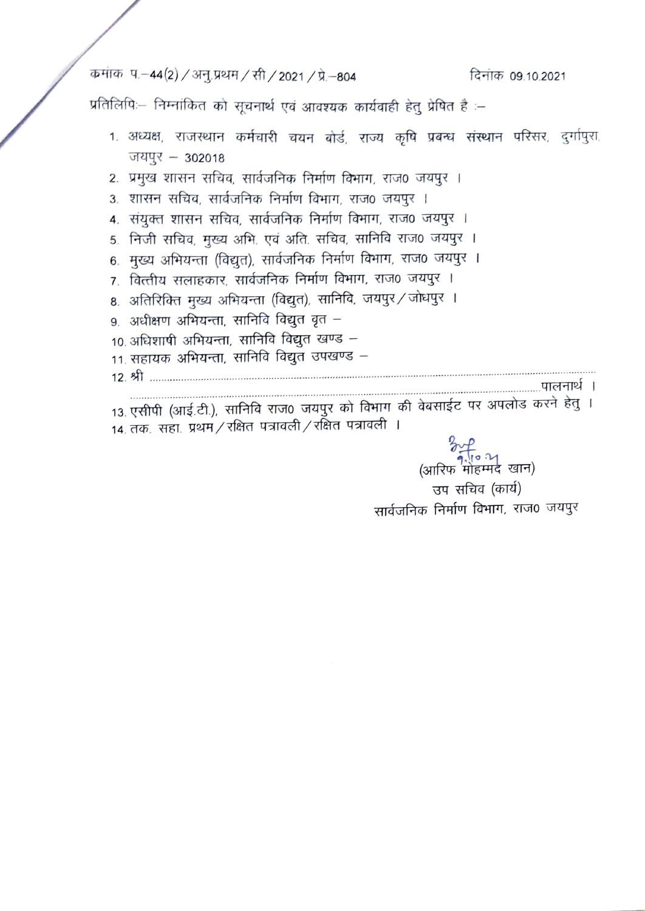कमांक प.–44(2) / अनु.प्रथम / सी / 2021 / प्रे.–804 दिनांक 09.10.2021

प्रतिलिपिः– निम्नांकित को सूचनार्थ एवं आवश्यक कार्यवाही हेतु प्रेषित है :–

1. अध्यक्ष, राजस्थान कर्मचारी चयन बोर्ड, राज्य कृषि प्रबन्ध संस्थान परिसर, दुर्गापुरा, जयपुर – 302018
2. प्रमुख शासन सचिव, सार्वजनिक निर्माण विभाग, राज0 जयपुर ।
3. शासन सचिव, सार्वजनिक निर्माण विभाग, राज0 जयपुर ।
4. संयुक्त शासन सचिव, सार्वजनिक निर्माण विभाग, राज0 जयपुर ।
5. निजी सचिव, मुख्य अभि. एवं अति. सचिव, सानिवि राज0 जयपुर ।
6. मुख्य अभियन्ता (विद्युत), सार्वजनिक निर्माण विभाग, राज0 जयपुर ।
7. वित्तीय सलाहकार, सार्वजनिक निर्माण विभाग, राज0 जयपुर ।
8. अतिरिक्ति मुख्य अभियन्ता (विद्युत), सानिवि, जयपुर / जोधपुर ।
9. अधीक्षण अभियन्ता, सानिवि विद्युत वृत –
10. अधिशाषी अभियन्ता, सानिवि विद्युत खण्ड –
11. सहायक अभियन्ता, सानिवि विद्युत उपखण्ड –
12. श्री ........................................................................................................................................ ........................................................................................................................................पालनार्थ ।
13. एसीपी (आई.टी.), सानिवि राज0 जयपुर को विभाग की वेबसाईट पर अपलोड करने हेतु ।
14. तक. सहा. प्रथम / रक्षित पत्रावली / रक्षित पत्रावली ।

9.10.21

(आरिफ मोहम्मद खान)
उप सचिव (कार्य)
सार्वजनिक निर्माण विभाग, राज0 जयपुर